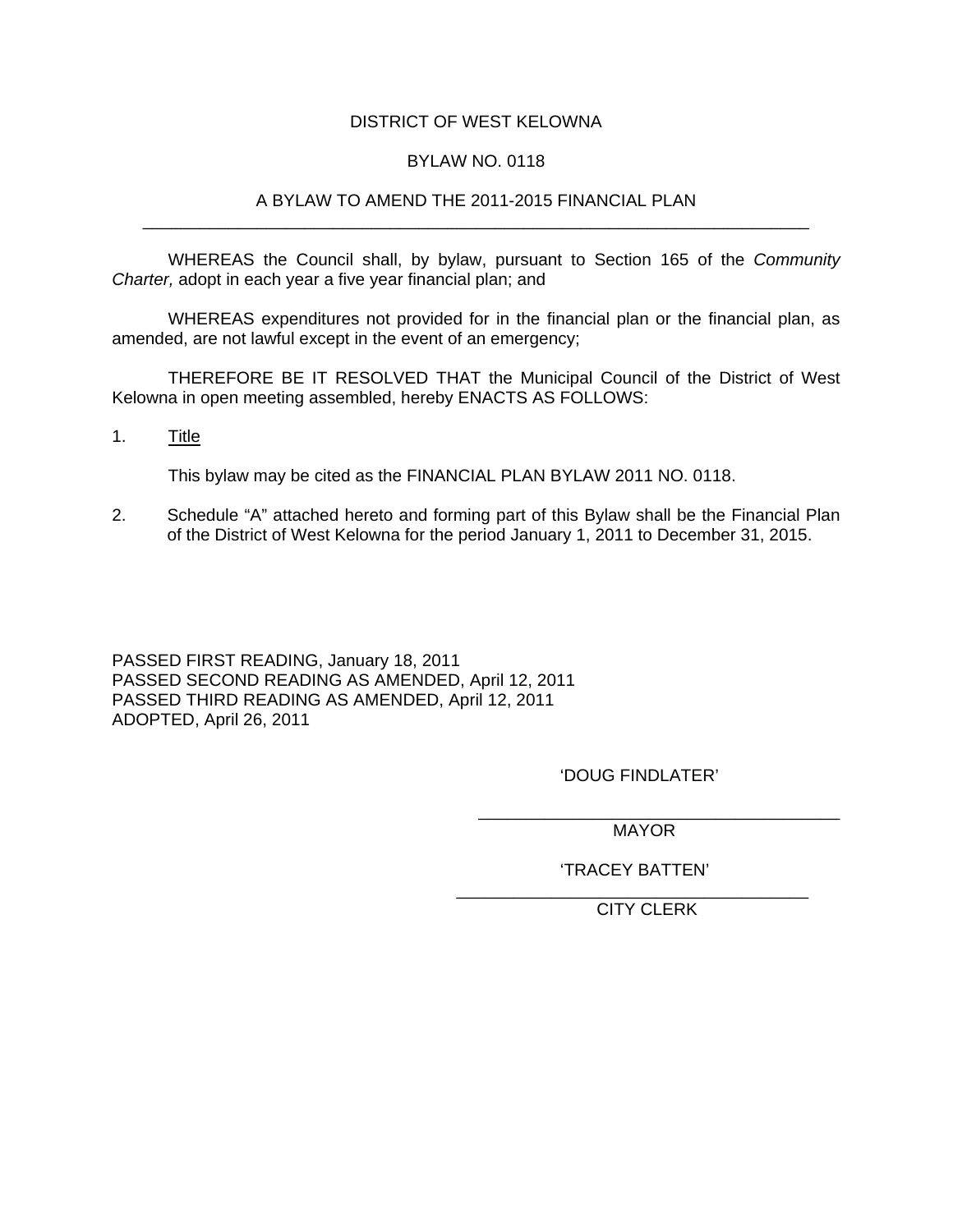# DISTRICT OF WEST KELOWNA

## BYLAW NO. 0118

## A BYLAW TO AMEND THE 2011-2015 FINANCIAL PLAN

---

WHEREAS the Council shall, by bylaw, pursuant to Section 165 of the *Community Charter,* adopt in each year a five year financial plan; and

WHEREAS expenditures not provided for in the financial plan or the financial plan, as amended, are not lawful except in the event of an emergency;

THEREFORE BE IT RESOLVED THAT the Municipal Council of the District of West Kelowna in open meeting assembled, hereby ENACTS AS FOLLOWS:

1. Title

   This bylaw may be cited as the FINANCIAL PLAN BYLAW 2011 NO. 0118.

2. Schedule "A" attached hereto and forming part of this Bylaw shall be the Financial Plan of the District of West Kelowna for the period January 1, 2011 to December 31, 2015.

PASSED FIRST READING, January 18, 2011
PASSED SECOND READING AS AMENDED, April 12, 2011
PASSED THIRD READING AS AMENDED, April 12, 2011
ADOPTED, April 26, 2011

'DOUG FINDLATER'

______________________________
MAYOR

'TRACEY BATTEN'

______________________________
CITY CLERK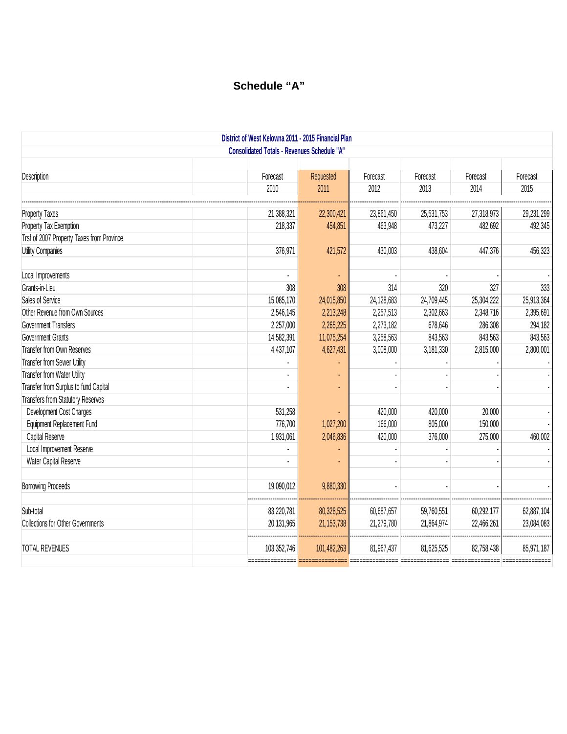# Schedule "A"

**District of West Kelowna 2011 - 2015 Financial Plan**

**Consolidated Totals - Revenues Schedule "A"**

| Description | Forecast 2010 | Requested 2011 | Forecast 2012 | Forecast 2013 | Forecast 2014 | Forecast 2015 |
|---|---|---|---|---|---|---|
| Property Taxes | 21,388,321 | 22,300,421 | 23,861,450 | 25,531,753 | 27,318,973 | 29,231,299 |
| Property Tax Exemption | 218,337 | 454,851 | 463,948 | 473,227 | 482,692 | 492,345 |
| Trsf of 2007 Property Taxes from Province | | | | | | |
| Utility Companies | 376,971 | 421,572 | 430,003 | 438,604 | 447,376 | 456,323 |
| | | | | | | |
| Local Improvements | - | - | - | - | - | - |
| Grants-in-Lieu | 308 | 308 | 314 | 320 | 327 | 333 |
| Sales of Service | 15,085,170 | 24,015,850 | 24,128,683 | 24,709,445 | 25,304,222 | 25,913,364 |
| Other Revenue from Own Sources | 2,546,145 | 2,213,248 | 2,257,513 | 2,302,663 | 2,348,716 | 2,395,691 |
| Government Transfers | 2,257,000 | 2,265,225 | 2,273,182 | 678,646 | 286,308 | 294,182 |
| Government Grants | 14,582,391 | 11,075,254 | 3,258,563 | 843,563 | 843,563 | 843,563 |
| Transfer from Own Reserves | 4,437,107 | 4,627,431 | 3,008,000 | 3,181,330 | 2,815,000 | 2,800,001 |
| Transfer from Sewer Utility | - | - | - | - | - | - |
| Transfer from Water Utility | - | - | - | - | - | - |
| Transfer from Surplus to fund Capital | - | - | - | - | - | - |
| Transfers from Statutory Reserves | | | | | | |
| Development Cost Charges | 531,258 | - | 420,000 | 420,000 | 20,000 | - |
| Equipment Replacement Fund | 776,700 | 1,027,200 | 166,000 | 805,000 | 150,000 | - |
| Capital Reserve | 1,931,061 | 2,046,836 | 420,000 | 376,000 | 275,000 | 460,002 |
| Local Improvement Reserve | - | - | - | - | - | - |
| Water Capital Reserve | - | - | - | - | - | - |
| | | | | | | |
| Borrowing Proceeds | 19,090,012 | 9,880,330 | - | - | - | - |
| | | | | | | |
| Sub-total | 83,220,781 | 80,328,525 | 60,687,657 | 59,760,551 | 60,292,177 | 62,887,104 |
| Collections for Other Governments | 20,131,965 | 21,153,738 | 21,279,780 | 21,864,974 | 22,466,261 | 23,084,083 |
| | | | | | | |
| TOTAL REVENUES | 103,352,746 | 101,482,263 | 81,967,437 | 81,625,525 | 82,758,438 | 85,971,187 |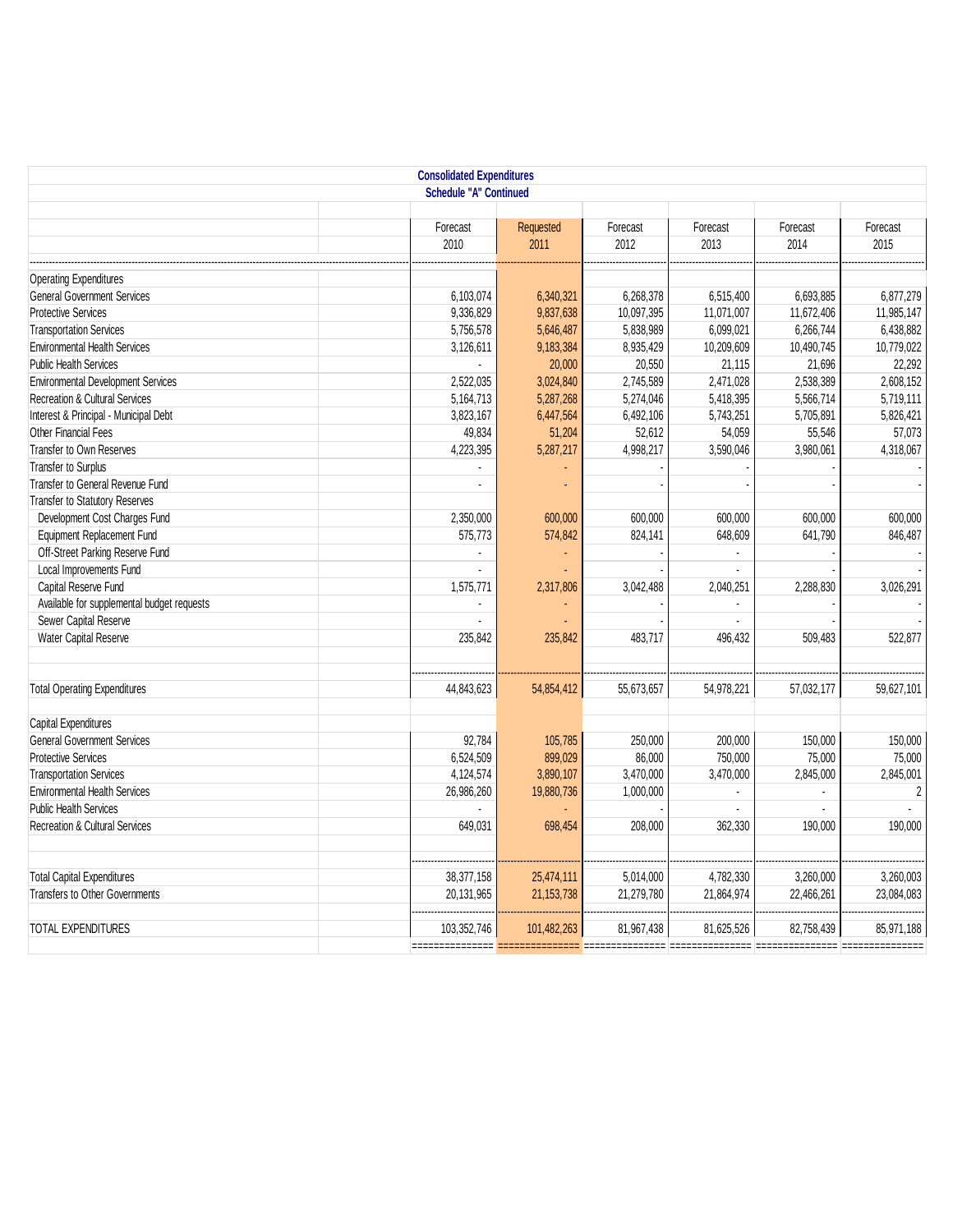## Consolidated Expenditures

### Schedule "A" Continued

| | Forecast 2010 | Requested 2011 | Forecast 2012 | Forecast 2013 | Forecast 2014 | Forecast 2015 |
|---|---|---|---|---|---|---|
| Operating Expenditures | | | | | | |
| General Government Services | 6,103,074 | 6,340,321 | 6,268,378 | 6,515,400 | 6,693,885 | 6,877,279 |
| Protective Services | 9,336,829 | 9,837,638 | 10,097,395 | 11,071,007 | 11,672,406 | 11,985,147 |
| Transportation Services | 5,756,578 | 5,646,487 | 5,838,989 | 6,099,021 | 6,266,744 | 6,438,882 |
| Environmental Health Services | 3,126,611 | 9,183,384 | 8,935,429 | 10,209,609 | 10,490,745 | 10,779,022 |
| Public Health Services | - | 20,000 | 20,550 | 21,115 | 21,696 | 22,292 |
| Environmental Development Services | 2,522,035 | 3,024,840 | 2,745,589 | 2,471,028 | 2,538,389 | 2,608,152 |
| Recreation & Cultural Services | 5,164,713 | 5,287,268 | 5,274,046 | 5,418,395 | 5,566,714 | 5,719,111 |
| Interest & Principal - Municipal Debt | 3,823,167 | 6,447,564 | 6,492,106 | 5,743,251 | 5,705,891 | 5,826,421 |
| Other Financial Fees | 49,834 | 51,204 | 52,612 | 54,059 | 55,546 | 57,073 |
| Transfer to Own Reserves | 4,223,395 | 5,287,217 | 4,998,217 | 3,590,046 | 3,980,061 | 4,318,067 |
| Transfer to Surplus | - | - | - | - | - | - |
| Transfer to General Revenue Fund | - | - | - | - | - | - |
| Transfer to Statutory Reserves | | | | | | |
| Development Cost Charges Fund | 2,350,000 | 600,000 | 600,000 | 600,000 | 600,000 | 600,000 |
| Equipment Replacement Fund | 575,773 | 574,842 | 824,141 | 648,609 | 641,790 | 846,487 |
| Off-Street Parking Reserve Fund | - | - | - | - | - | - |
| Local Improvements Fund | - | - | - | - | - | - |
| Capital Reserve Fund | 1,575,771 | 2,317,806 | 3,042,488 | 2,040,251 | 2,288,830 | 3,026,291 |
| Available for supplemental budget requests | - | - | - | - | - | - |
| Sewer Capital Reserve | - | - | - | - | - | - |
| Water Capital Reserve | 235,842 | 235,842 | 483,717 | 496,432 | 509,483 | 522,877 |
| Total Operating Expenditures | 44,843,623 | 54,854,412 | 55,673,657 | 54,978,221 | 57,032,177 | 59,627,101 |
| Capital Expenditures | | | | | | |
| General Government Services | 92,784 | 105,785 | 250,000 | 200,000 | 150,000 | 150,000 |
| Protective Services | 6,524,509 | 899,029 | 86,000 | 750,000 | 75,000 | 75,000 |
| Transportation Services | 4,124,574 | 3,890,107 | 3,470,000 | 3,470,000 | 2,845,000 | 2,845,001 |
| Environmental Health Services | 26,986,260 | 19,880,736 | 1,000,000 | - | - | 2 |
| Public Health Services | - | - | - | - | - | - |
| Recreation & Cultural Services | 649,031 | 698,454 | 208,000 | 362,330 | 190,000 | 190,000 |
| Total Capital Expenditures | 38,377,158 | 25,474,111 | 5,014,000 | 4,782,330 | 3,260,000 | 3,260,003 |
| Transfers to Other Governments | 20,131,965 | 21,153,738 | 21,279,780 | 21,864,974 | 22,466,261 | 23,084,083 |
| TOTAL EXPENDITURES | 103,352,746 | 101,482,263 | 81,967,438 | 81,625,526 | 82,758,439 | 85,971,188 |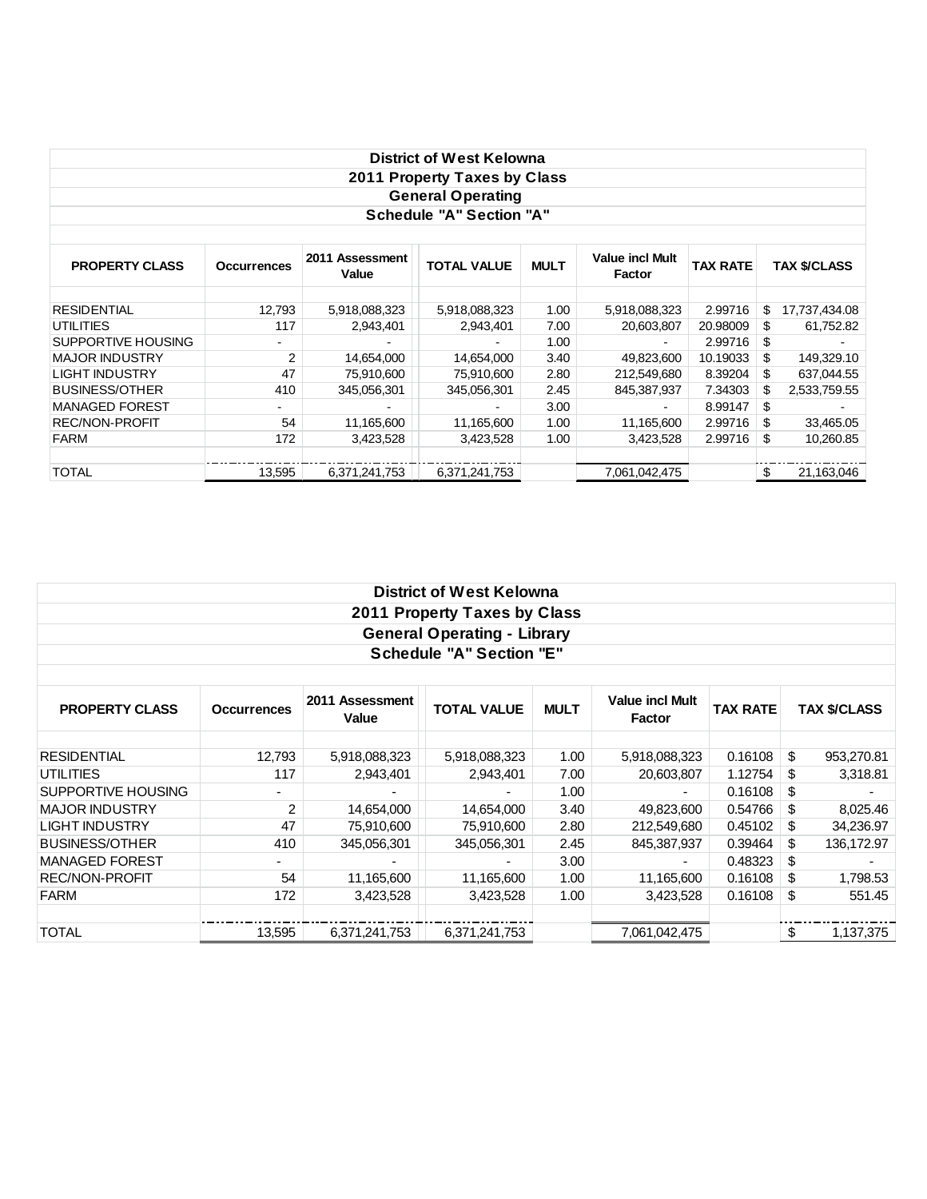## District of West Kelowna
## 2011 Property Taxes by Class
## General Operating
## Schedule "A" Section "A"

| PROPERTY CLASS | Occurrences | 2011 Assessment Value | TOTAL VALUE | MULT | Value incl Mult Factor | TAX RATE | TAX $/CLASS |
|---|---|---|---|---|---|---|---|
| RESIDENTIAL | 12,793 | 5,918,088,323 | 5,918,088,323 | 1.00 | 5,918,088,323 | 2.99716 | $ 17,737,434.08 |
| UTILITIES | 117 | 2,943,401 | 2,943,401 | 7.00 | 20,603,807 | 20.98009 | $ 61,752.82 |
| SUPPORTIVE HOUSING | - | - | - | 1.00 | - | 2.99716 | $ - |
| MAJOR INDUSTRY | 2 | 14,654,000 | 14,654,000 | 3.40 | 49,823,600 | 10.19033 | $ 149,329.10 |
| LIGHT INDUSTRY | 47 | 75,910,600 | 75,910,600 | 2.80 | 212,549,680 | 8.39204 | $ 637,044.55 |
| BUSINESS/OTHER | 410 | 345,056,301 | 345,056,301 | 2.45 | 845,387,937 | 7.34303 | $ 2,533,759.55 |
| MANAGED FOREST | - | - | - | 3.00 | - | 8.99147 | $ - |
| REC/NON-PROFIT | 54 | 11,165,600 | 11,165,600 | 1.00 | 11,165,600 | 2.99716 | $ 33,465.05 |
| FARM | 172 | 3,423,528 | 3,423,528 | 1.00 | 3,423,528 | 2.99716 | $ 10,260.85 |
| TOTAL | 13,595 | 6,371,241,753 | 6,371,241,753 | | 7,061,042,475 | | $ 21,163,046 |

## District of West Kelowna
## 2011 Property Taxes by Class
## General Operating - Library
## Schedule "A" Section "E"

| PROPERTY CLASS | Occurrences | 2011 Assessment Value | TOTAL VALUE | MULT | Value incl Mult Factor | TAX RATE | TAX $/CLASS |
|---|---|---|---|---|---|---|---|
| RESIDENTIAL | 12,793 | 5,918,088,323 | 5,918,088,323 | 1.00 | 5,918,088,323 | 0.16108 | $ 953,270.81 |
| UTILITIES | 117 | 2,943,401 | 2,943,401 | 7.00 | 20,603,807 | 1.12754 | $ 3,318.81 |
| SUPPORTIVE HOUSING | - | - | - | 1.00 | - | 0.16108 | $ - |
| MAJOR INDUSTRY | 2 | 14,654,000 | 14,654,000 | 3.40 | 49,823,600 | 0.54766 | $ 8,025.46 |
| LIGHT INDUSTRY | 47 | 75,910,600 | 75,910,600 | 2.80 | 212,549,680 | 0.45102 | $ 34,236.97 |
| BUSINESS/OTHER | 410 | 345,056,301 | 345,056,301 | 2.45 | 845,387,937 | 0.39464 | $ 136,172.97 |
| MANAGED FOREST | - | - | - | 3.00 | - | 0.48323 | $ - |
| REC/NON-PROFIT | 54 | 11,165,600 | 11,165,600 | 1.00 | 11,165,600 | 0.16108 | $ 1,798.53 |
| FARM | 172 | 3,423,528 | 3,423,528 | 1.00 | 3,423,528 | 0.16108 | $ 551.45 |
| TOTAL | 13,595 | 6,371,241,753 | 6,371,241,753 | | 7,061,042,475 | | $ 1,137,375 |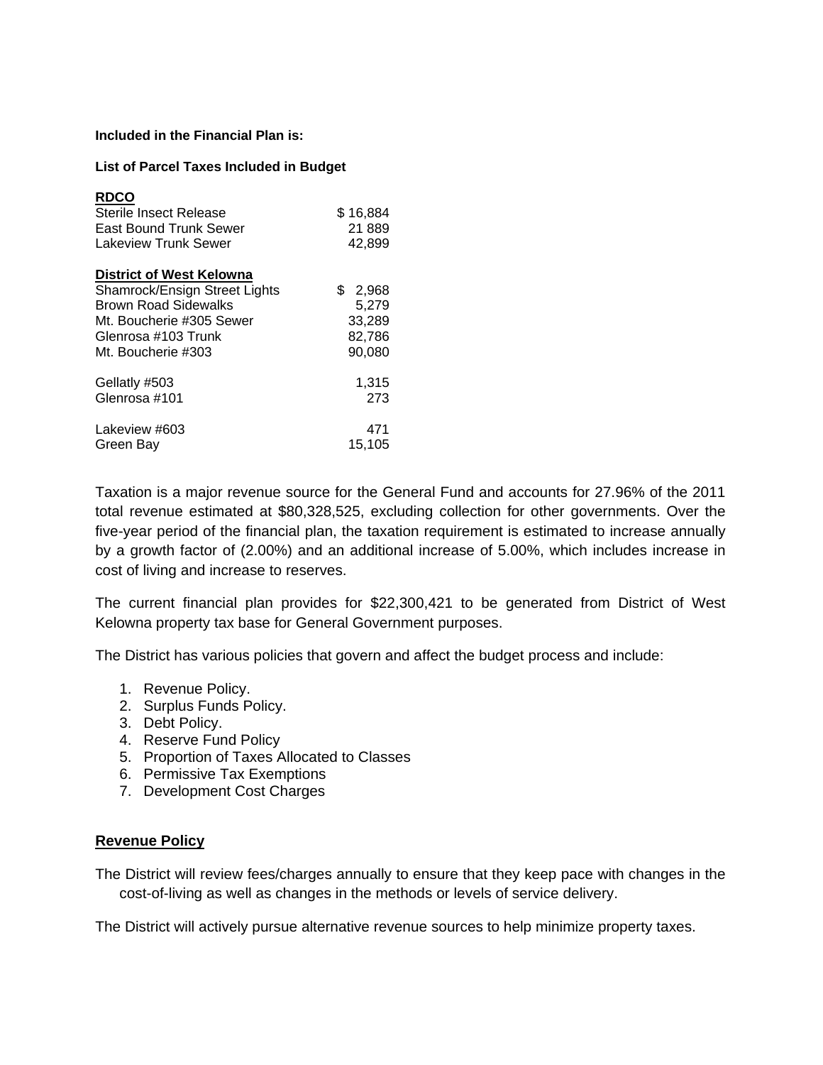**Included in the Financial Plan is:**

**List of Parcel Taxes Included in Budget**

| | |
|---|---|
| **RDCO** | |
| Sterile Insect Release | $ 16,884 |
| East Bound Trunk Sewer | 21 889 |
| Lakeview Trunk Sewer | 42,899 |
| | |
| **District of West Kelowna** | |
| Shamrock/Ensign Street Lights | $ 2,968 |
| Brown Road Sidewalks | 5,279 |
| Mt. Boucherie #305 Sewer | 33,289 |
| Glenrosa #103 Trunk | 82,786 |
| Mt. Boucherie #303 | 90,080 |
| | |
| Gellatly #503 | 1,315 |
| Glenrosa #101 | 273 |
| | |
| Lakeview #603 | 471 |
| Green Bay | 15,105 |

Taxation is a major revenue source for the General Fund and accounts for 27.96% of the 2011 total revenue estimated at $80,328,525, excluding collection for other governments. Over the five-year period of the financial plan, the taxation requirement is estimated to increase annually by a growth factor of (2.00%) and an additional increase of 5.00%, which includes increase in cost of living and increase to reserves.

The current financial plan provides for $22,300,421 to be generated from District of West Kelowna property tax base for General Government purposes.

The District has various policies that govern and affect the budget process and include:

1. Revenue Policy.
2. Surplus Funds Policy.
3. Debt Policy.
4. Reserve Fund Policy
5. Proportion of Taxes Allocated to Classes
6. Permissive Tax Exemptions
7. Development Cost Charges

## Revenue Policy

The District will review fees/charges annually to ensure that they keep pace with changes in the cost-of-living as well as changes in the methods or levels of service delivery.

The District will actively pursue alternative revenue sources to help minimize property taxes.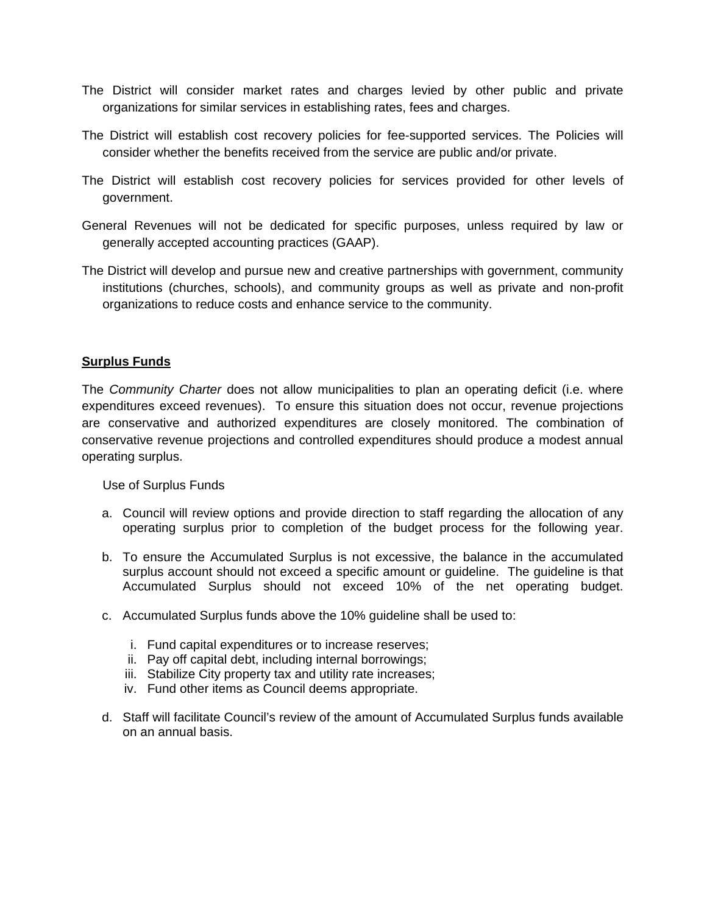The District will consider market rates and charges levied by other public and private organizations for similar services in establishing rates, fees and charges.

The District will establish cost recovery policies for fee-supported services. The Policies will consider whether the benefits received from the service are public and/or private.

The District will establish cost recovery policies for services provided for other levels of government.

General Revenues will not be dedicated for specific purposes, unless required by law or generally accepted accounting practices (GAAP).

The District will develop and pursue new and creative partnerships with government, community institutions (churches, schools), and community groups as well as private and non-profit organizations to reduce costs and enhance service to the community.

## Surplus Funds

The *Community Charter* does not allow municipalities to plan an operating deficit (i.e. where expenditures exceed revenues). To ensure this situation does not occur, revenue projections are conservative and authorized expenditures are closely monitored. The combination of conservative revenue projections and controlled expenditures should produce a modest annual operating surplus.

Use of Surplus Funds

a. Council will review options and provide direction to staff regarding the allocation of any operating surplus prior to completion of the budget process for the following year.

b. To ensure the Accumulated Surplus is not excessive, the balance in the accumulated surplus account should not exceed a specific amount or guideline. The guideline is that Accumulated Surplus should not exceed 10% of the net operating budget.

c. Accumulated Surplus funds above the 10% guideline shall be used to:

   i. Fund capital expenditures or to increase reserves;
   ii. Pay off capital debt, including internal borrowings;
   iii. Stabilize City property tax and utility rate increases;
   iv. Fund other items as Council deems appropriate.

d. Staff will facilitate Council's review of the amount of Accumulated Surplus funds available on an annual basis.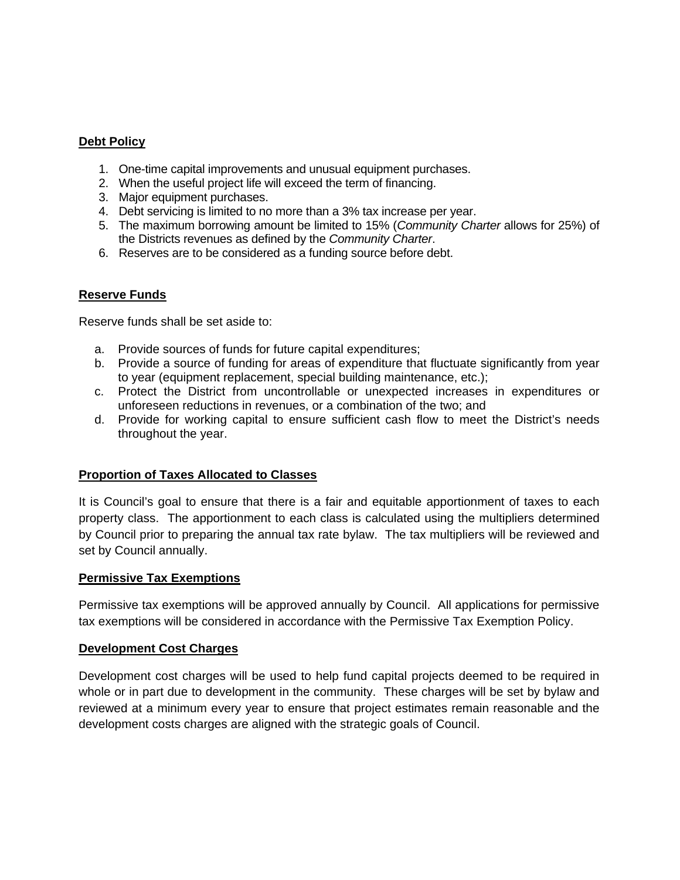**Debt Policy**

1. One-time capital improvements and unusual equipment purchases.
2. When the useful project life will exceed the term of financing.
3. Major equipment purchases.
4. Debt servicing is limited to no more than a 3% tax increase per year.
5. The maximum borrowing amount be limited to 15% (*Community Charter* allows for 25%) of the Districts revenues as defined by the *Community Charter*.
6. Reserves are to be considered as a funding source before debt.

**Reserve Funds**

Reserve funds shall be set aside to:

a. Provide sources of funds for future capital expenditures;
b. Provide a source of funding for areas of expenditure that fluctuate significantly from year to year (equipment replacement, special building maintenance, etc.);
c. Protect the District from uncontrollable or unexpected increases in expenditures or unforeseen reductions in revenues, or a combination of the two; and
d. Provide for working capital to ensure sufficient cash flow to meet the District's needs throughout the year.

**Proportion of Taxes Allocated to Classes**

It is Council's goal to ensure that there is a fair and equitable apportionment of taxes to each property class. The apportionment to each class is calculated using the multipliers determined by Council prior to preparing the annual tax rate bylaw. The tax multipliers will be reviewed and set by Council annually.

**Permissive Tax Exemptions**

Permissive tax exemptions will be approved annually by Council. All applications for permissive tax exemptions will be considered in accordance with the Permissive Tax Exemption Policy.

**Development Cost Charges**

Development cost charges will be used to help fund capital projects deemed to be required in whole or in part due to development in the community. These charges will be set by bylaw and reviewed at a minimum every year to ensure that project estimates remain reasonable and the development costs charges are aligned with the strategic goals of Council.